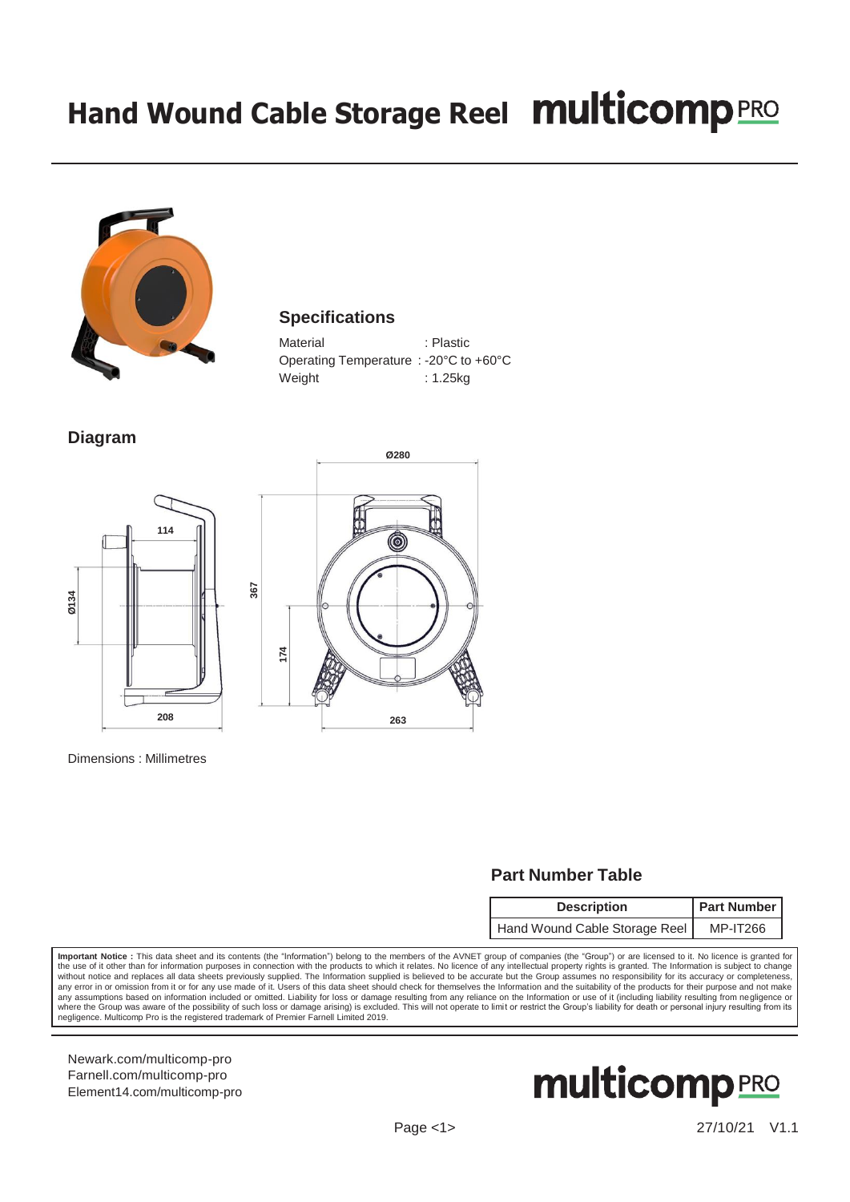# Hand Wound Cable Storage Reel

## Specifications

Material : Plastic
Operating Temperature : -20°C to +60°C
Weight : 1.25kg

## Diagram

Ø280

114

Ø134

367

174

208

263

Dimensions : Millimetres

## Part Number Table

| Description | Part Number |
|---|---|
| Hand Wound Cable Storage Reel | MP-IT266 |

**Important Notice :** This data sheet and its contents (the "Information") belong to the members of the AVNET group of companies (the "Group") or are licensed to it. No licence is granted for the use of it other than for information purposes in connection with the products to which it relates. No licence of any intellectual property rights is granted. The Information is subject to change without notice and replaces all data sheets previously supplied. The Information supplied is believed to be accurate but the Group assumes no responsibility for its accuracy or completeness, any error in or omission from it or for any use made of it. Users of this data sheet should check for themselves the Information and the suitability of the products for their purpose and not make any assumptions based on information included or omitted. Liability for loss or damage resulting from any reliance on the Information or use of it (including liability resulting from negligence or where the Group was aware of the possibility of such loss or damage arising) is excluded. This will not operate to limit or restrict the Group's liability for death or personal injury resulting from its negligence. Multicomp Pro is the registered trademark of Premier Farnell Limited 2019.

Newark.com/multicomp-pro
Farnell.com/multicomp-pro
Element14.com/multicomp-pro

27/10/21 V1.1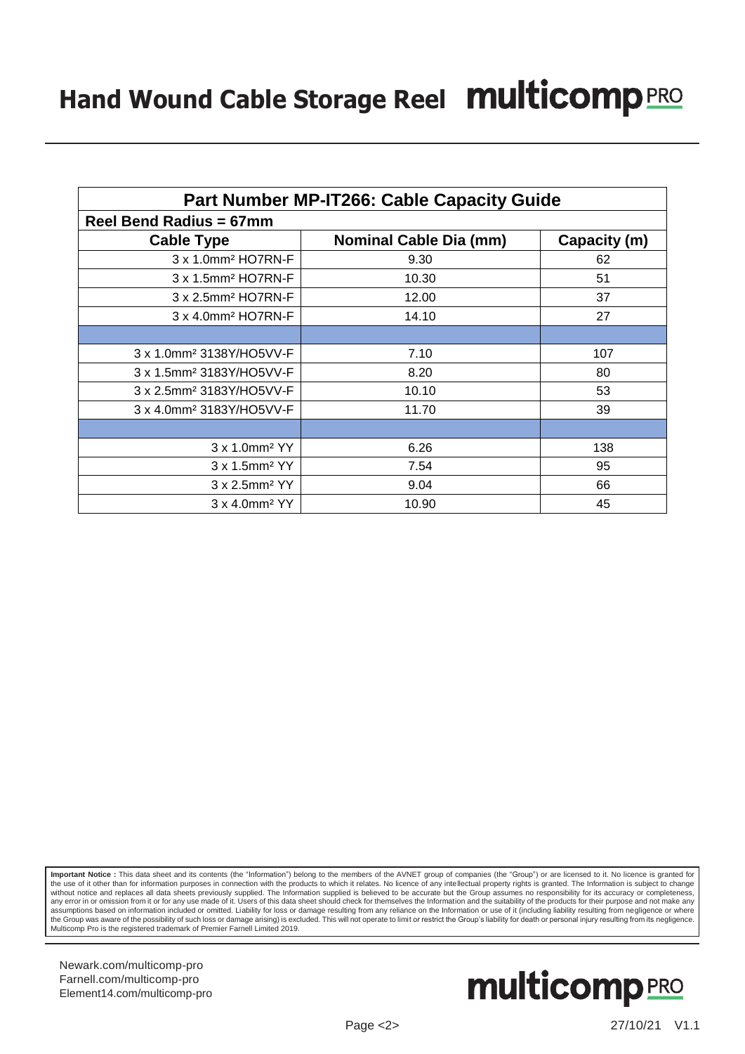# Hand Wound Cable Storage Reel

| Part Number MP-IT266: Cable Capacity Guide | | |
|---|---|---|
| **Reel Bend Radius = 67mm** | | |
| **Cable Type** | **Nominal Cable Dia (mm)** | **Capacity (m)** |
| 3 x 1.0mm² HO7RN-F | 9.30 | 62 |
| 3 x 1.5mm² HO7RN-F | 10.30 | 51 |
| 3 x 2.5mm² HO7RN-F | 12.00 | 37 |
| 3 x 4.0mm² HO7RN-F | 14.10 | 27 |
| | | |
| 3 x 1.0mm² 3138Y/HO5VV-F | 7.10 | 107 |
| 3 x 1.5mm² 3183Y/HO5VV-F | 8.20 | 80 |
| 3 x 2.5mm² 3183Y/HO5VV-F | 10.10 | 53 |
| 3 x 4.0mm² 3183Y/HO5VV-F | 11.70 | 39 |
| | | |
| 3 x 1.0mm² YY | 6.26 | 138 |
| 3 x 1.5mm² YY | 7.54 | 95 |
| 3 x 2.5mm² YY | 9.04 | 66 |
| 3 x 4.0mm² YY | 10.90 | 45 |

**Important Notice :** This data sheet and its contents (the "Information") belong to the members of the AVNET group of companies (the "Group") or are licensed to it. No licence is granted for the use of it other than for information purposes in connection with the products to which it relates. No licence of any intellectual property rights is granted. The Information is subject to change without notice and replaces all data sheets previously supplied. The Information supplied is believed to be accurate but the Group assumes no responsibility for its accuracy or completeness, any error in or omission from it or for any use made of it. Users of this data sheet should check for themselves the Information and the suitability of the products for their purpose and not make any assumptions based on information included or omitted. Liability for loss or damage resulting from any reliance on the Information or use of it (including liability resulting from negligence or where the Group was aware of the possibility of such loss or damage arising) is excluded. This will not operate to limit or restrict the Group's liability for death or personal injury resulting from its negligence. Multicomp Pro is the registered trademark of Premier Farnell Limited 2019.

Newark.com/multicomp-pro
Farnell.com/multicomp-pro
Element14.com/multicomp-pro

27/10/21 V1.1